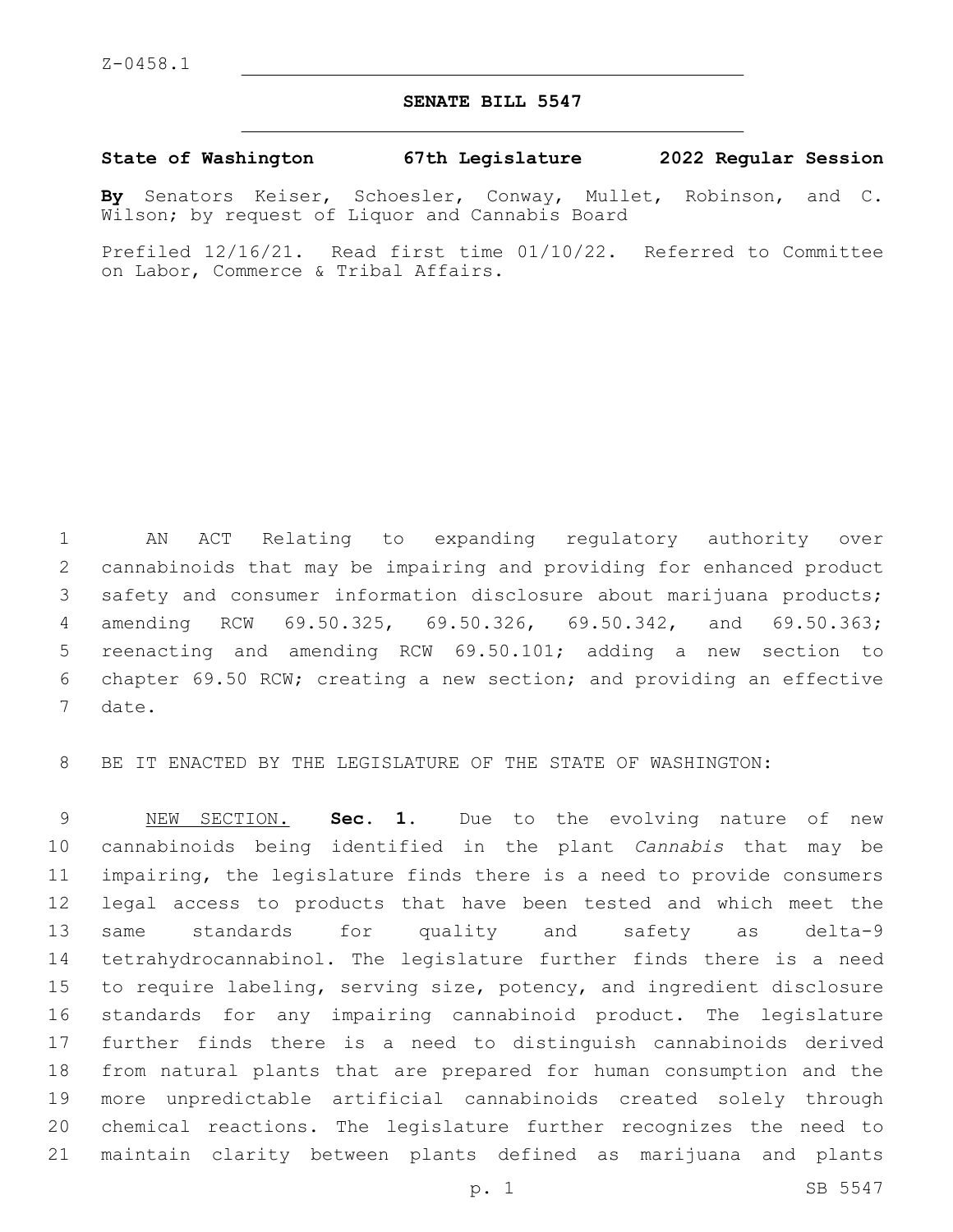Z-0458.1

# SENATE BILL 5547

**State of Washington 67th Legislature 2022 Regular Session**

**By** Senators Keiser, Schoesler, Conway, Mullet, Robinson, and C. Wilson; by request of Liquor and Cannabis Board

Prefiled 12/16/21. Read first time 01/10/22. Referred to Committee on Labor, Commerce & Tribal Affairs.

1 AN ACT Relating to expanding regulatory authority over
2 cannabinoids that may be impairing and providing for enhanced product
3 safety and consumer information disclosure about marijuana products;
4 amending RCW 69.50.325, 69.50.326, 69.50.342, and 69.50.363;
5 reenacting and amending RCW 69.50.101; adding a new section to
6 chapter 69.50 RCW; creating a new section; and providing an effective
7 date.

8 BE IT ENACTED BY THE LEGISLATURE OF THE STATE OF WASHINGTON:

9 NEW SECTION. **Sec. 1.** Due to the evolving nature of new
10 cannabinoids being identified in the plant *Cannabis* that may be
11 impairing, the legislature finds there is a need to provide consumers
12 legal access to products that have been tested and which meet the
13 same standards for quality and safety as delta-9
14 tetrahydrocannabinol. The legislature further finds there is a need
15 to require labeling, serving size, potency, and ingredient disclosure
16 standards for any impairing cannabinoid product. The legislature
17 further finds there is a need to distinguish cannabinoids derived
18 from natural plants that are prepared for human consumption and the
19 more unpredictable artificial cannabinoids created solely through
20 chemical reactions. The legislature further recognizes the need to
21 maintain clarity between plants defined as marijuana and plants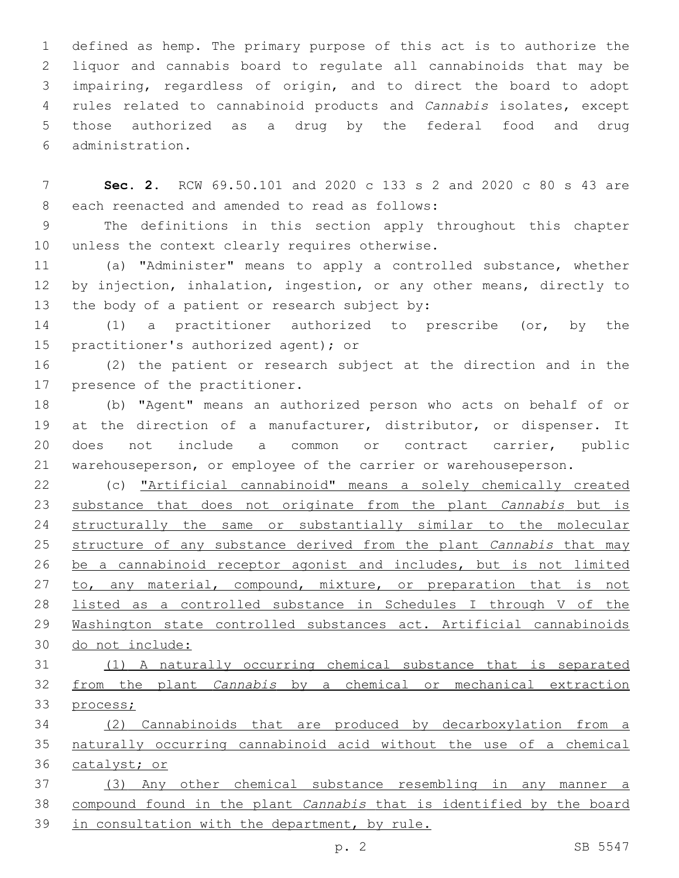defined as hemp. The primary purpose of this act is to authorize the liquor and cannabis board to regulate all cannabinoids that may be impairing, regardless of origin, and to direct the board to adopt rules related to cannabinoid products and *Cannabis* isolates, except those authorized as a drug by the federal food and drug administration.

**Sec. 2.** RCW 69.50.101 and 2020 c 133 s 2 and 2020 c 80 s 43 are each reenacted and amended to read as follows:

The definitions in this section apply throughout this chapter unless the context clearly requires otherwise.

(a) "Administer" means to apply a controlled substance, whether by injection, inhalation, ingestion, or any other means, directly to the body of a patient or research subject by:

(1) a practitioner authorized to prescribe (or, by the practitioner's authorized agent); or

(2) the patient or research subject at the direction and in the presence of the practitioner.

(b) "Agent" means an authorized person who acts on behalf of or at the direction of a manufacturer, distributor, or dispenser. It does not include a common or contract carrier, public warehouseperson, or employee of the carrier or warehouseperson.

(c) <u>"Artificial cannabinoid" means a solely chemically created substance that does not originate from the plant *Cannabis* but is structurally the same or substantially similar to the molecular structure of any substance derived from the plant *Cannabis* that may be a cannabinoid receptor agonist and includes, but is not limited to, any material, compound, mixture, or preparation that is not listed as a controlled substance in Schedules I through V of the Washington state controlled substances act. Artificial cannabinoids do not include:</u>

<u>(1) A naturally occurring chemical substance that is separated from the plant *Cannabis* by a chemical or mechanical extraction process;</u>

<u>(2) Cannabinoids that are produced by decarboxylation from a naturally occurring cannabinoid acid without the use of a chemical catalyst; or</u>

<u>(3) Any other chemical substance resembling in any manner a compound found in the plant *Cannabis* that is identified by the board in consultation with the department, by rule.</u>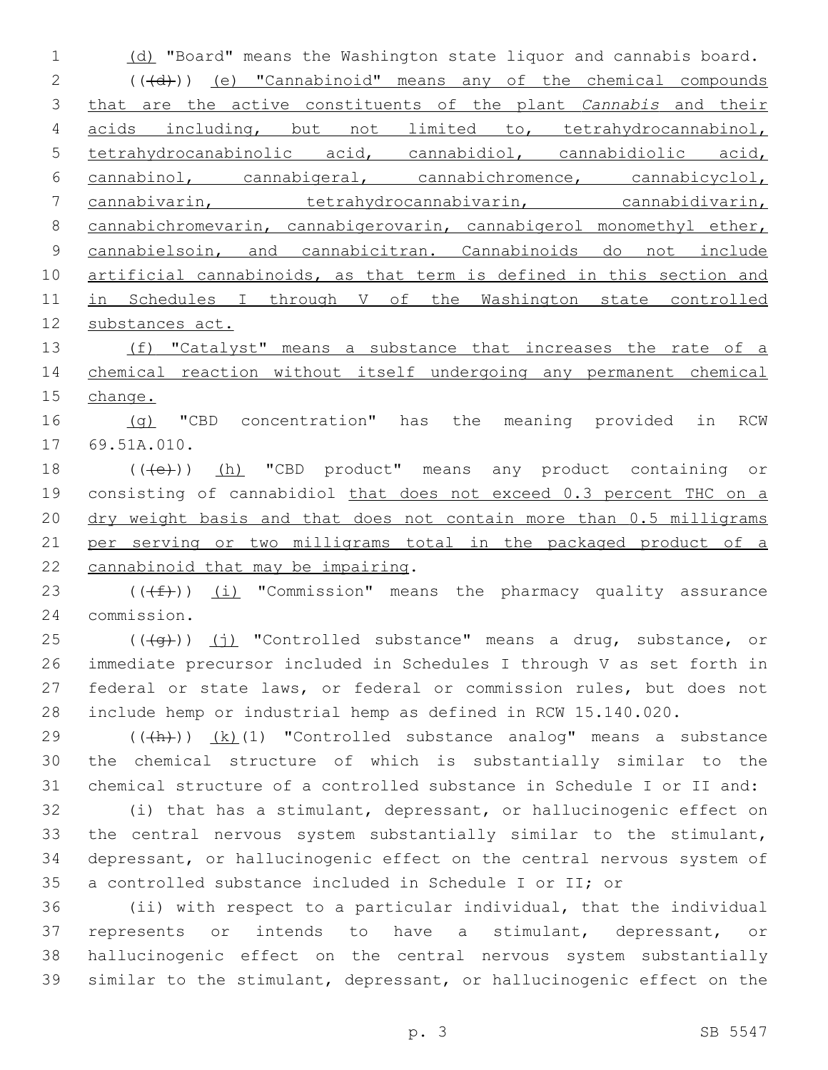(d) "Board" means the Washington state liquor and cannabis board.

~~((d))~~ (e) "Cannabinoid" means any of the chemical compounds that are the active constituents of the plant *Cannabis* and their acids including, but not limited to, tetrahydrocannabinol, tetrahydrocanabinolic acid, cannabidiol, cannabidiolic acid, cannabinol, cannabigeral, cannabichromence, cannabicyclol, cannabivarin, tetrahydrocannabivarin, cannabidivarin, cannabichromevarin, cannabigerovarin, cannabigerol monomethyl ether, cannabielsoin, and cannabicitran. Cannabinoids do not include artificial cannabinoids, as that term is defined in this section and in Schedules I through V of the Washington state controlled substances act.

(f) "Catalyst" means a substance that increases the rate of a chemical reaction without itself undergoing any permanent chemical change.

(g) "CBD concentration" has the meaning provided in RCW 69.51A.010.

~~((e))~~ (h) "CBD product" means any product containing or consisting of cannabidiol that does not exceed 0.3 percent THC on a dry weight basis and that does not contain more than 0.5 milligrams per serving or two milligrams total in the packaged product of a cannabinoid that may be impairing.

~~((f))~~ (i) "Commission" means the pharmacy quality assurance commission.

~~((g))~~ (j) "Controlled substance" means a drug, substance, or immediate precursor included in Schedules I through V as set forth in federal or state laws, or federal or commission rules, but does not include hemp or industrial hemp as defined in RCW 15.140.020.

~~((h))~~ (k)(1) "Controlled substance analog" means a substance the chemical structure of which is substantially similar to the chemical structure of a controlled substance in Schedule I or II and:

(i) that has a stimulant, depressant, or hallucinogenic effect on the central nervous system substantially similar to the stimulant, depressant, or hallucinogenic effect on the central nervous system of a controlled substance included in Schedule I or II; or

(ii) with respect to a particular individual, that the individual represents or intends to have a stimulant, depressant, or hallucinogenic effect on the central nervous system substantially similar to the stimulant, depressant, or hallucinogenic effect on the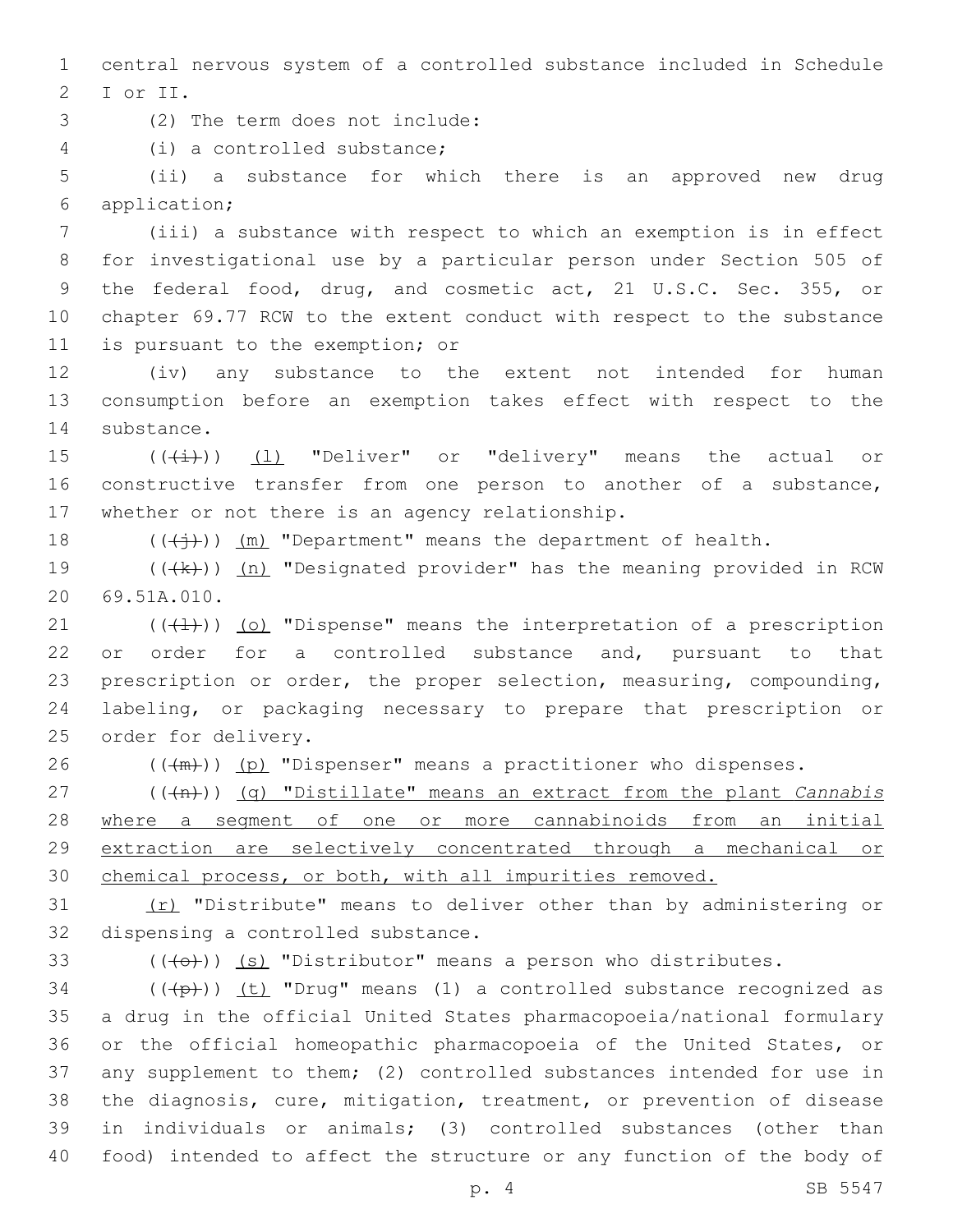central nervous system of a controlled substance included in Schedule I or II.

(2) The term does not include:

(i) a controlled substance;

(ii) a substance for which there is an approved new drug application;

(iii) a substance with respect to which an exemption is in effect for investigational use by a particular person under Section 505 of the federal food, drug, and cosmetic act, 21 U.S.C. Sec. 355, or chapter 69.77 RCW to the extent conduct with respect to the substance is pursuant to the exemption; or

(iv) any substance to the extent not intended for human consumption before an exemption takes effect with respect to the substance.

~~((i))~~ <u>(l)</u> "Deliver" or "delivery" means the actual or constructive transfer from one person to another of a substance, whether or not there is an agency relationship.

~~((j))~~ <u>(m)</u> "Department" means the department of health.

~~((k))~~ <u>(n)</u> "Designated provider" has the meaning provided in RCW 69.51A.010.

~~((l))~~ <u>(o)</u> "Dispense" means the interpretation of a prescription or order for a controlled substance and, pursuant to that prescription or order, the proper selection, measuring, compounding, labeling, or packaging necessary to prepare that prescription or order for delivery.

~~((m))~~ <u>(p)</u> "Dispenser" means a practitioner who dispenses.

~~((n))~~ <u>(q) "Distillate" means an extract from the plant *Cannabis* where a segment of one or more cannabinoids from an initial extraction are selectively concentrated through a mechanical or chemical process, or both, with all impurities removed.</u>

<u>(r)</u> "Distribute" means to deliver other than by administering or dispensing a controlled substance.

~~((o))~~ <u>(s)</u> "Distributor" means a person who distributes.

~~((p))~~ <u>(t)</u> "Drug" means (1) a controlled substance recognized as a drug in the official United States pharmacopoeia/national formulary or the official homeopathic pharmacopoeia of the United States, or any supplement to them; (2) controlled substances intended for use in the diagnosis, cure, mitigation, treatment, or prevention of disease in individuals or animals; (3) controlled substances (other than food) intended to affect the structure or any function of the body of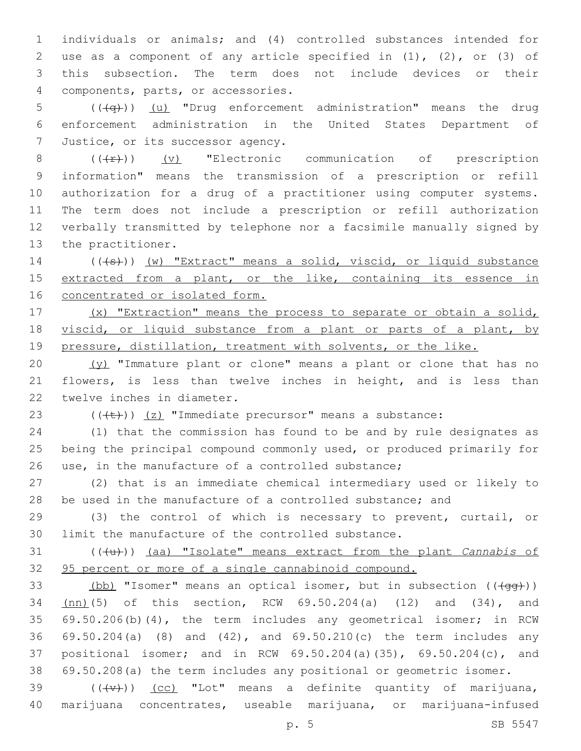individuals or animals; and (4) controlled substances intended for use as a component of any article specified in (1), (2), or (3) of this subsection. The term does not include devices or their components, parts, or accessories.

(((q))) <u>(u)</u> "Drug enforcement administration" means the drug enforcement administration in the United States Department of Justice, or its successor agency.

(((r))) <u>(v)</u> "Electronic communication of prescription information" means the transmission of a prescription or refill authorization for a drug of a practitioner using computer systems. The term does not include a prescription or refill authorization verbally transmitted by telephone nor a facsimile manually signed by the practitioner.

(((s))) <u>(w) "Extract" means a solid, viscid, or liquid substance extracted from a plant, or the like, containing its essence in concentrated or isolated form.</u>

<u>(x) "Extraction" means the process to separate or obtain a solid, viscid, or liquid substance from a plant or parts of a plant, by pressure, distillation, treatment with solvents, or the like.</u>

<u>(y)</u> "Immature plant or clone" means a plant or clone that has no flowers, is less than twelve inches in height, and is less than twelve inches in diameter.

(((t))) <u>(z)</u> "Immediate precursor" means a substance:

(1) that the commission has found to be and by rule designates as being the principal compound commonly used, or produced primarily for use, in the manufacture of a controlled substance;

(2) that is an immediate chemical intermediary used or likely to be used in the manufacture of a controlled substance; and

(3) the control of which is necessary to prevent, curtail, or limit the manufacture of the controlled substance.

(((u))) <u>(aa) "Isolate" means extract from the plant *Cannabis* of 95 percent or more of a single cannabinoid compound.</u>

<u>(bb)</u> "Isomer" means an optical isomer, but in subsection (((gg))) <u>(nn)</u>(5) of this section, RCW 69.50.204(a) (12) and (34), and 69.50.206(b)(4), the term includes any geometrical isomer; in RCW 69.50.204(a) (8) and (42), and 69.50.210(c) the term includes any positional isomer; and in RCW 69.50.204(a)(35), 69.50.204(c), and 69.50.208(a) the term includes any positional or geometric isomer.

(((v))) <u>(cc)</u> "Lot" means a definite quantity of marijuana, marijuana concentrates, useable marijuana, or marijuana-infused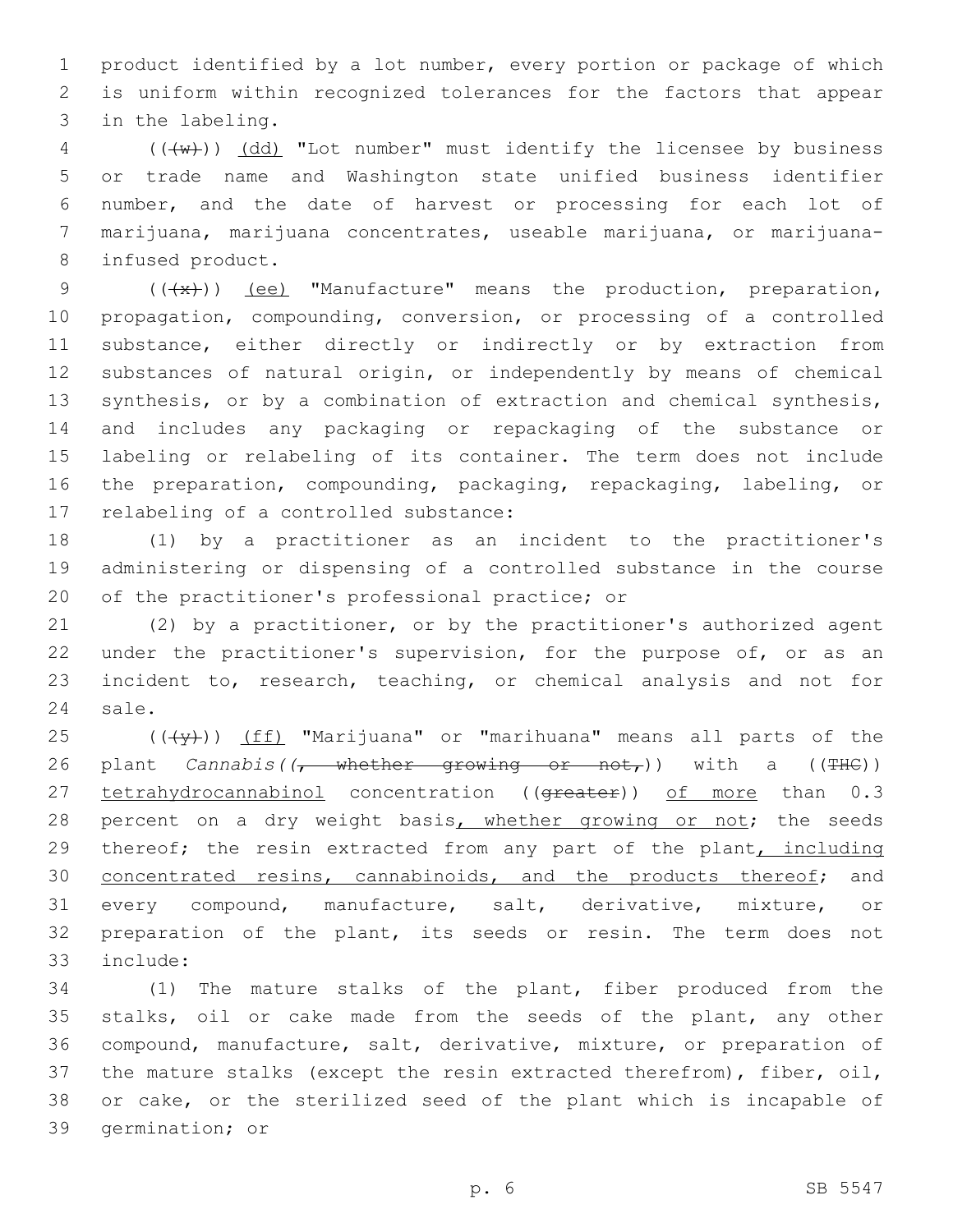product identified by a lot number, every portion or package of which is uniform within recognized tolerances for the factors that appear in the labeling.

(((w))) <u>(dd)</u> "Lot number" must identify the licensee by business or trade name and Washington state unified business identifier number, and the date of harvest or processing for each lot of marijuana, marijuana concentrates, useable marijuana, or marijuana-infused product.

(((x))) <u>(ee)</u> "Manufacture" means the production, preparation, propagation, compounding, conversion, or processing of a controlled substance, either directly or indirectly or by extraction from substances of natural origin, or independently by means of chemical synthesis, or by a combination of extraction and chemical synthesis, and includes any packaging or repackaging of the substance or labeling or relabeling of its container. The term does not include the preparation, compounding, packaging, repackaging, labeling, or relabeling of a controlled substance:

(1) by a practitioner as an incident to the practitioner's administering or dispensing of a controlled substance in the course of the practitioner's professional practice; or

(2) by a practitioner, or by the practitioner's authorized agent under the practitioner's supervision, for the purpose of, or as an incident to, research, teaching, or chemical analysis and not for sale.

(((y))) <u>(ff)</u> "Marijuana" or "marihuana" means all parts of the plant *Cannabis*((~~, whether growing or not,~~)) with a ((~~THC~~)) <u>tetrahydrocannabinol</u> concentration ((~~greater~~)) <u>of more</u> than 0.3 percent on a dry weight basis<u>, whether growing or not</u>; the seeds thereof; the resin extracted from any part of the plant<u>, including concentrated resins, cannabinoids, and the products thereof</u>; and every compound, manufacture, salt, derivative, mixture, or preparation of the plant, its seeds or resin. The term does not include:

(1) The mature stalks of the plant, fiber produced from the stalks, oil or cake made from the seeds of the plant, any other compound, manufacture, salt, derivative, mixture, or preparation of the mature stalks (except the resin extracted therefrom), fiber, oil, or cake, or the sterilized seed of the plant which is incapable of germination; or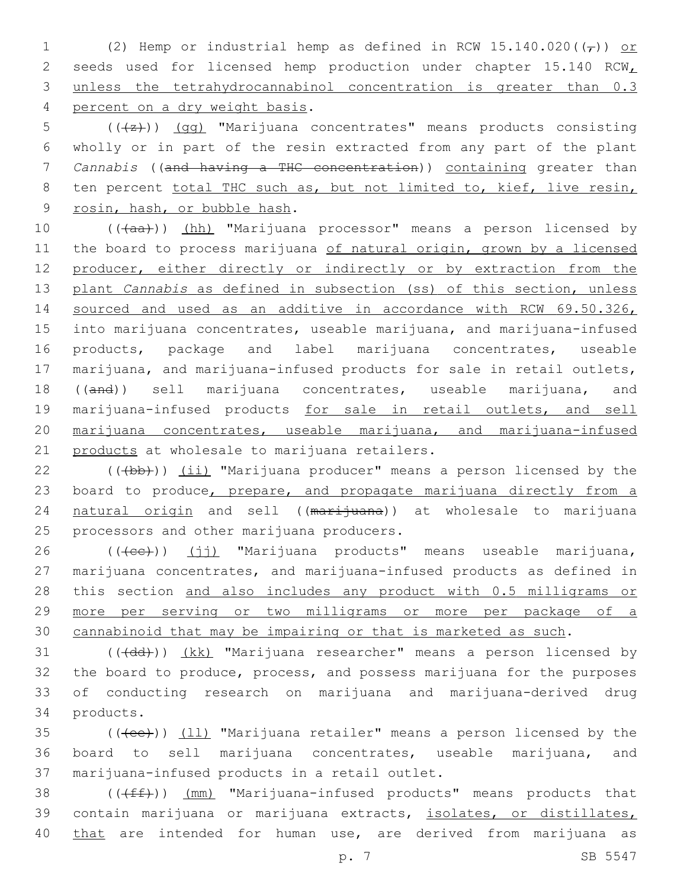(2) Hemp or industrial hemp as defined in RCW 15.140.020((,)) or seeds used for licensed hemp production under chapter 15.140 RCW, unless the tetrahydrocannabinol concentration is greater than 0.3 percent on a dry weight basis.

(((z))) (gg) "Marijuana concentrates" means products consisting wholly or in part of the resin extracted from any part of the plant *Cannabis* ((and having a THC concentration)) containing greater than ten percent total THC such as, but not limited to, kief, live resin, rosin, hash, or bubble hash.

(((aa))) (hh) "Marijuana processor" means a person licensed by the board to process marijuana of natural origin, grown by a licensed producer, either directly or indirectly or by extraction from the plant *Cannabis* as defined in subsection (ss) of this section, unless sourced and used as an additive in accordance with RCW 69.50.326, into marijuana concentrates, useable marijuana, and marijuana-infused products, package and label marijuana concentrates, useable marijuana, and marijuana-infused products for sale in retail outlets, ((and)) sell marijuana concentrates, useable marijuana, and marijuana-infused products for sale in retail outlets, and sell marijuana concentrates, useable marijuana, and marijuana-infused products at wholesale to marijuana retailers.

(((bb))) (ii) "Marijuana producer" means a person licensed by the board to produce, prepare, and propagate marijuana directly from a natural origin and sell ((marijuana)) at wholesale to marijuana processors and other marijuana producers.

(((cc))) (jj) "Marijuana products" means useable marijuana, marijuana concentrates, and marijuana-infused products as defined in this section and also includes any product with 0.5 milligrams or more per serving or two milligrams or more per package of a cannabinoid that may be impairing or that is marketed as such.

(((dd))) (kk) "Marijuana researcher" means a person licensed by the board to produce, process, and possess marijuana for the purposes of conducting research on marijuana and marijuana-derived drug products.

(((ee))) (ll) "Marijuana retailer" means a person licensed by the board to sell marijuana concentrates, useable marijuana, and marijuana-infused products in a retail outlet.

(((ff))) (mm) "Marijuana-infused products" means products that contain marijuana or marijuana extracts, isolates, or distillates, that are intended for human use, are derived from marijuana as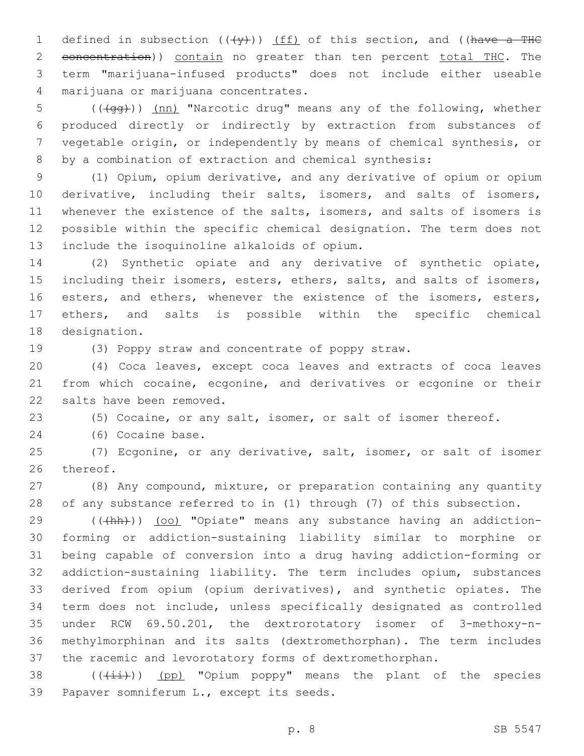defined in subsection ((~~(y)~~)) <u>(ff)</u> of this section, and ((~~have a THC concentration~~)) <u>contain</u> no greater than ten percent <u>total THC</u>. The term "marijuana-infused products" does not include either useable marijuana or marijuana concentrates.

((~~(gg)~~)) <u>(nn)</u> "Narcotic drug" means any of the following, whether produced directly or indirectly by extraction from substances of vegetable origin, or independently by means of chemical synthesis, or by a combination of extraction and chemical synthesis:

(1) Opium, opium derivative, and any derivative of opium or opium derivative, including their salts, isomers, and salts of isomers, whenever the existence of the salts, isomers, and salts of isomers is possible within the specific chemical designation. The term does not include the isoquinoline alkaloids of opium.

(2) Synthetic opiate and any derivative of synthetic opiate, including their isomers, esters, ethers, salts, and salts of isomers, esters, and ethers, whenever the existence of the isomers, esters, ethers, and salts is possible within the specific chemical designation.

(3) Poppy straw and concentrate of poppy straw.

(4) Coca leaves, except coca leaves and extracts of coca leaves from which cocaine, ecgonine, and derivatives or ecgonine or their salts have been removed.

(5) Cocaine, or any salt, isomer, or salt of isomer thereof.

(6) Cocaine base.

(7) Ecgonine, or any derivative, salt, isomer, or salt of isomer thereof.

(8) Any compound, mixture, or preparation containing any quantity of any substance referred to in (1) through (7) of this subsection.

((~~(hh)~~)) <u>(oo)</u> "Opiate" means any substance having an addiction-forming or addiction-sustaining liability similar to morphine or being capable of conversion into a drug having addiction-forming or addiction-sustaining liability. The term includes opium, substances derived from opium (opium derivatives), and synthetic opiates. The term does not include, unless specifically designated as controlled under RCW 69.50.201, the dextrorotatory isomer of 3-methoxy-n-methylmorphinan and its salts (dextromethorphan). The term includes the racemic and levorotatory forms of dextromethorphan.

((~~(ii)~~)) <u>(pp)</u> "Opium poppy" means the plant of the species Papaver somniferum L., except its seeds.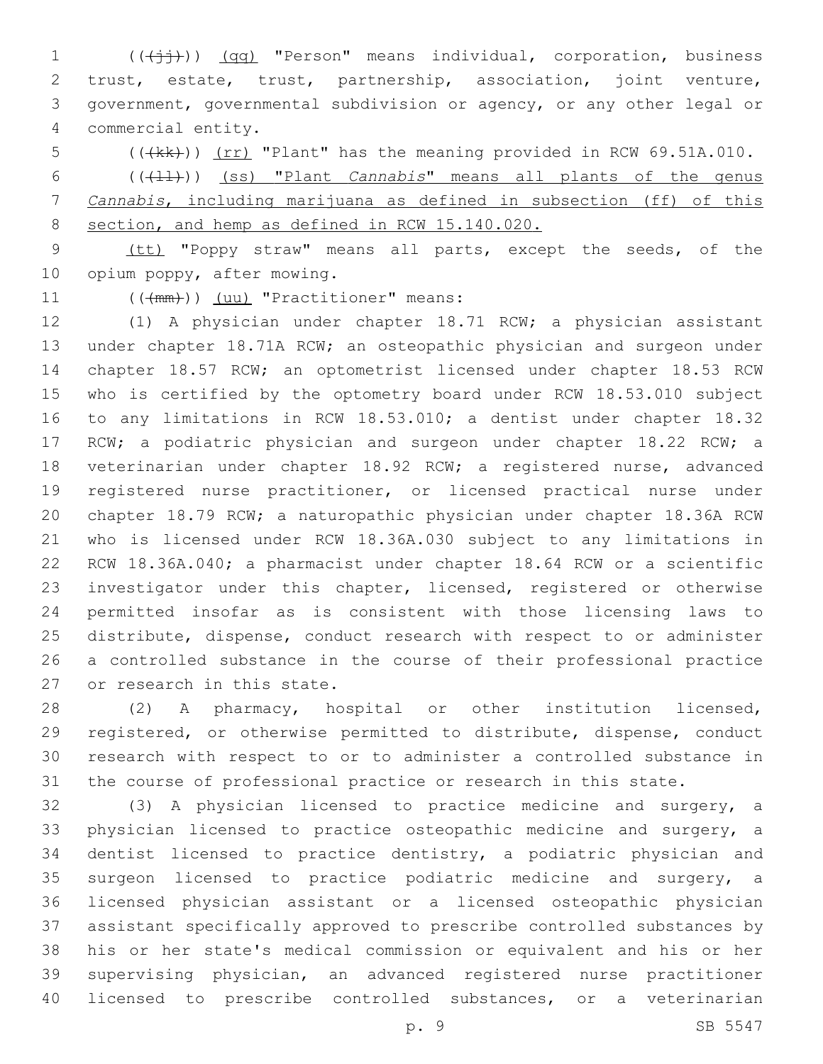((~~(jj)~~)) <u>(qq)</u> "Person" means individual, corporation, business trust, estate, trust, partnership, association, joint venture, government, governmental subdivision or agency, or any other legal or commercial entity.

((~~(kk)~~)) <u>(rr)</u> "Plant" has the meaning provided in RCW 69.51A.010.

((~~(ll)~~)) <u>(ss) "Plant *Cannabis*" means all plants of the genus *Cannabis*, including marijuana as defined in subsection (ff) of this section, and hemp as defined in RCW 15.140.020.</u>

<u>(tt)</u> "Poppy straw" means all parts, except the seeds, of the opium poppy, after mowing.

((~~(mm)~~)) <u>(uu)</u> "Practitioner" means:

(1) A physician under chapter 18.71 RCW; a physician assistant under chapter 18.71A RCW; an osteopathic physician and surgeon under chapter 18.57 RCW; an optometrist licensed under chapter 18.53 RCW who is certified by the optometry board under RCW 18.53.010 subject to any limitations in RCW 18.53.010; a dentist under chapter 18.32 RCW; a podiatric physician and surgeon under chapter 18.22 RCW; a veterinarian under chapter 18.92 RCW; a registered nurse, advanced registered nurse practitioner, or licensed practical nurse under chapter 18.79 RCW; a naturopathic physician under chapter 18.36A RCW who is licensed under RCW 18.36A.030 subject to any limitations in RCW 18.36A.040; a pharmacist under chapter 18.64 RCW or a scientific investigator under this chapter, licensed, registered or otherwise permitted insofar as is consistent with those licensing laws to distribute, dispense, conduct research with respect to or administer a controlled substance in the course of their professional practice or research in this state.

(2) A pharmacy, hospital or other institution licensed, registered, or otherwise permitted to distribute, dispense, conduct research with respect to or to administer a controlled substance in the course of professional practice or research in this state.

(3) A physician licensed to practice medicine and surgery, a physician licensed to practice osteopathic medicine and surgery, a dentist licensed to practice dentistry, a podiatric physician and surgeon licensed to practice podiatric medicine and surgery, a licensed physician assistant or a licensed osteopathic physician assistant specifically approved to prescribe controlled substances by his or her state's medical commission or equivalent and his or her supervising physician, an advanced registered nurse practitioner licensed to prescribe controlled substances, or a veterinarian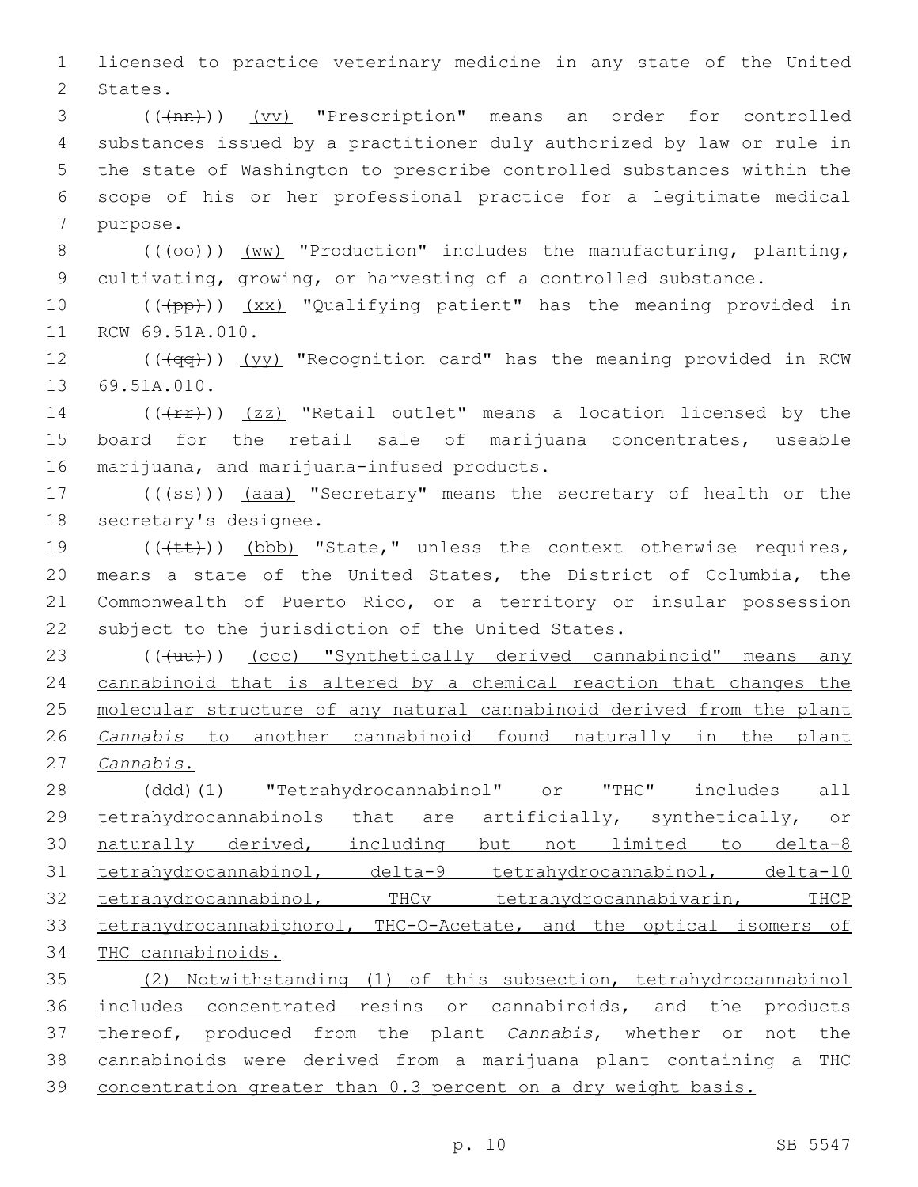licensed to practice veterinary medicine in any state of the United States.

((~~(nn)~~)) <u>(vv)</u> "Prescription" means an order for controlled substances issued by a practitioner duly authorized by law or rule in the state of Washington to prescribe controlled substances within the scope of his or her professional practice for a legitimate medical purpose.

((~~(oo)~~)) <u>(ww)</u> "Production" includes the manufacturing, planting, cultivating, growing, or harvesting of a controlled substance.

((~~(pp)~~)) <u>(xx)</u> "Qualifying patient" has the meaning provided in RCW 69.51A.010.

((~~(qq)~~)) <u>(yy)</u> "Recognition card" has the meaning provided in RCW 69.51A.010.

((~~(rr)~~)) <u>(zz)</u> "Retail outlet" means a location licensed by the board for the retail sale of marijuana concentrates, useable marijuana, and marijuana-infused products.

((~~(ss)~~)) <u>(aaa)</u> "Secretary" means the secretary of health or the secretary's designee.

((~~(tt)~~)) <u>(bbb)</u> "State," unless the context otherwise requires, means a state of the United States, the District of Columbia, the Commonwealth of Puerto Rico, or a territory or insular possession subject to the jurisdiction of the United States.

((~~(uu)~~)) <u>(ccc) "Synthetically derived cannabinoid" means any cannabinoid that is altered by a chemical reaction that changes the molecular structure of any natural cannabinoid derived from the plant *Cannabis* to another cannabinoid found naturally in the plant *Cannabis*.</u>

<u>(ddd)(1) "Tetrahydrocannabinol" or "THC" includes all tetrahydrocannabinols that are artificially, synthetically, or naturally derived, including but not limited to delta-8 tetrahydrocannabinol, delta-9 tetrahydrocannabinol, delta-10 tetrahydrocannabinol, THCv tetrahydrocannabivarin, THCP tetrahydrocannabiphorol, THC-O-Acetate, and the optical isomers of THC cannabinoids.</u>

<u>(2) Notwithstanding (1) of this subsection, tetrahydrocannabinol includes concentrated resins or cannabinoids, and the products thereof, produced from the plant *Cannabis*, whether or not the cannabinoids were derived from a marijuana plant containing a THC concentration greater than 0.3 percent on a dry weight basis.</u>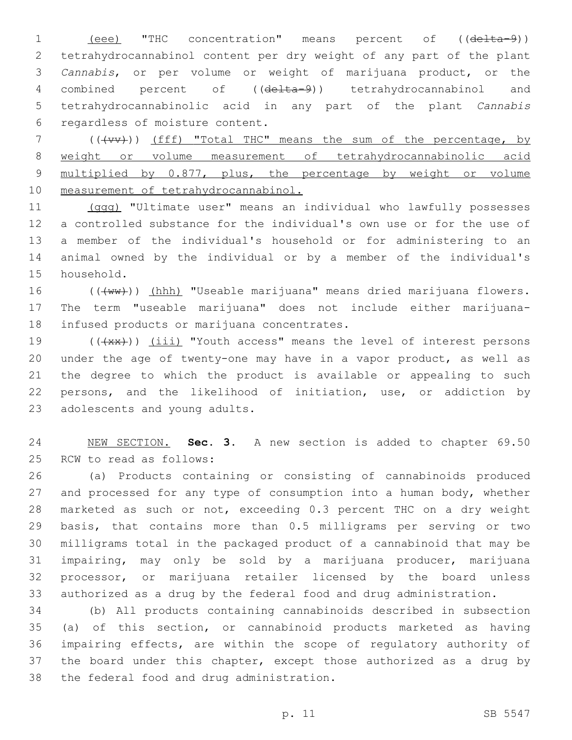(eee) "THC concentration" means percent of ((~~delta-9~~)) tetrahydrocannabinol content per dry weight of any part of the plant *Cannabis*, or per volume or weight of marijuana product, or the combined percent of ((~~delta-9~~)) tetrahydrocannabinol and tetrahydrocannabinolic acid in any part of the plant *Cannabis* regardless of moisture content.

((~~(vv)~~)) (fff) "Total THC" means the sum of the percentage, by weight or volume measurement of tetrahydrocannabinolic acid multiplied by 0.877, plus, the percentage by weight or volume measurement of tetrahydrocannabinol.

(ggg) "Ultimate user" means an individual who lawfully possesses a controlled substance for the individual's own use or for the use of a member of the individual's household or for administering to an animal owned by the individual or by a member of the individual's household.

((~~(ww)~~)) (hhh) "Useable marijuana" means dried marijuana flowers. The term "useable marijuana" does not include either marijuana-infused products or marijuana concentrates.

((~~(xx)~~)) (iii) "Youth access" means the level of interest persons under the age of twenty-one may have in a vapor product, as well as the degree to which the product is available or appealing to such persons, and the likelihood of initiation, use, or addiction by adolescents and young adults.

NEW SECTION. **Sec. 3.** A new section is added to chapter 69.50 RCW to read as follows:

(a) Products containing or consisting of cannabinoids produced and processed for any type of consumption into a human body, whether marketed as such or not, exceeding 0.3 percent THC on a dry weight basis, that contains more than 0.5 milligrams per serving or two milligrams total in the packaged product of a cannabinoid that may be impairing, may only be sold by a marijuana producer, marijuana processor, or marijuana retailer licensed by the board unless authorized as a drug by the federal food and drug administration.

(b) All products containing cannabinoids described in subsection (a) of this section, or cannabinoid products marketed as having impairing effects, are within the scope of regulatory authority of the board under this chapter, except those authorized as a drug by the federal food and drug administration.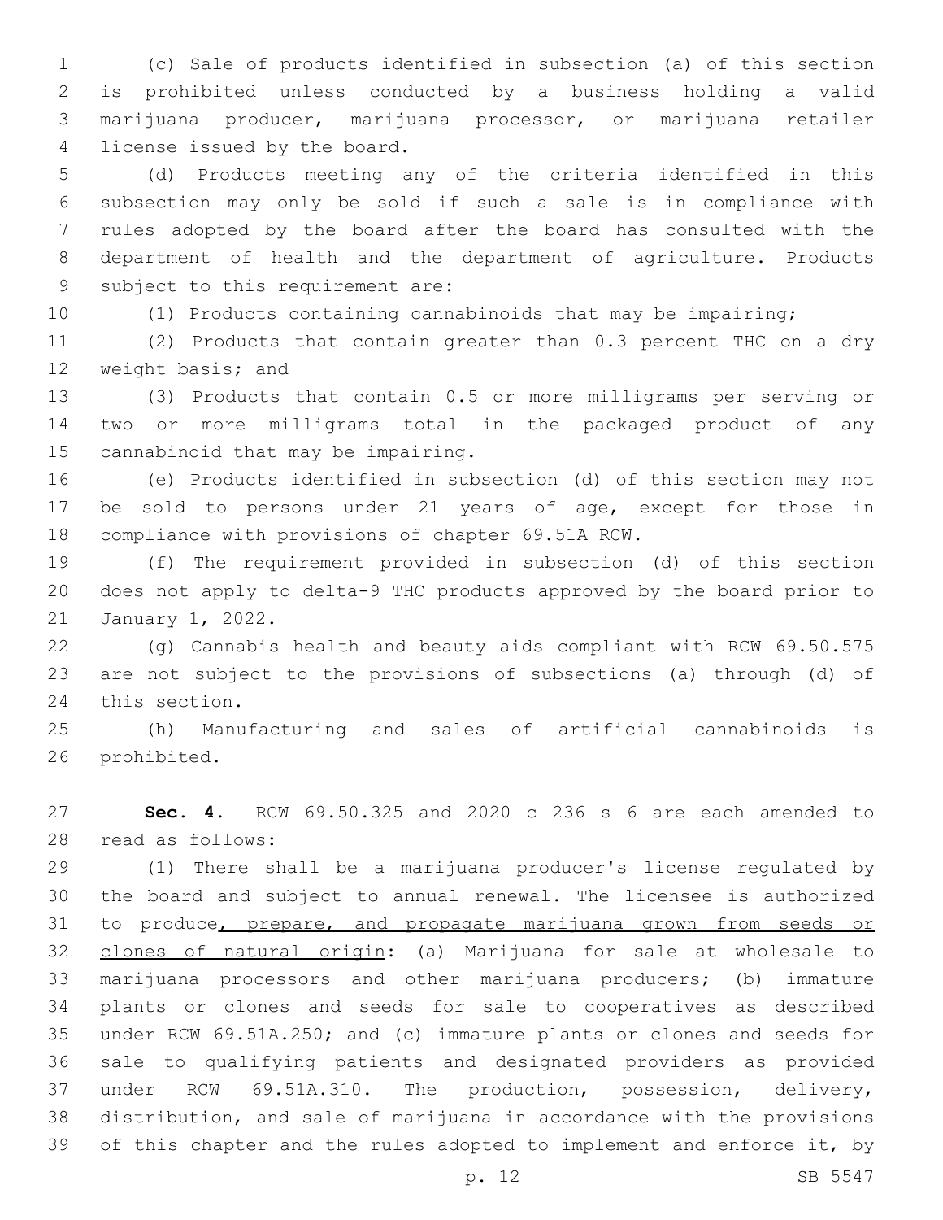(c) Sale of products identified in subsection (a) of this section is prohibited unless conducted by a business holding a valid marijuana producer, marijuana processor, or marijuana retailer license issued by the board.

(d) Products meeting any of the criteria identified in this subsection may only be sold if such a sale is in compliance with rules adopted by the board after the board has consulted with the department of health and the department of agriculture. Products subject to this requirement are:

(1) Products containing cannabinoids that may be impairing;

(2) Products that contain greater than 0.3 percent THC on a dry weight basis; and

(3) Products that contain 0.5 or more milligrams per serving or two or more milligrams total in the packaged product of any cannabinoid that may be impairing.

(e) Products identified in subsection (d) of this section may not be sold to persons under 21 years of age, except for those in compliance with provisions of chapter 69.51A RCW.

(f) The requirement provided in subsection (d) of this section does not apply to delta-9 THC products approved by the board prior to January 1, 2022.

(g) Cannabis health and beauty aids compliant with RCW 69.50.575 are not subject to the provisions of subsections (a) through (d) of this section.

(h) Manufacturing and sales of artificial cannabinoids is prohibited.

**Sec. 4.** RCW 69.50.325 and 2020 c 236 s 6 are each amended to read as follows:

(1) There shall be a marijuana producer's license regulated by the board and subject to annual renewal. The licensee is authorized to produce<u>, prepare, and propagate marijuana grown from seeds or clones of natural origin</u>: (a) Marijuana for sale at wholesale to marijuana processors and other marijuana producers; (b) immature plants or clones and seeds for sale to cooperatives as described under RCW 69.51A.250; and (c) immature plants or clones and seeds for sale to qualifying patients and designated providers as provided under RCW 69.51A.310. The production, possession, delivery, distribution, and sale of marijuana in accordance with the provisions of this chapter and the rules adopted to implement and enforce it, by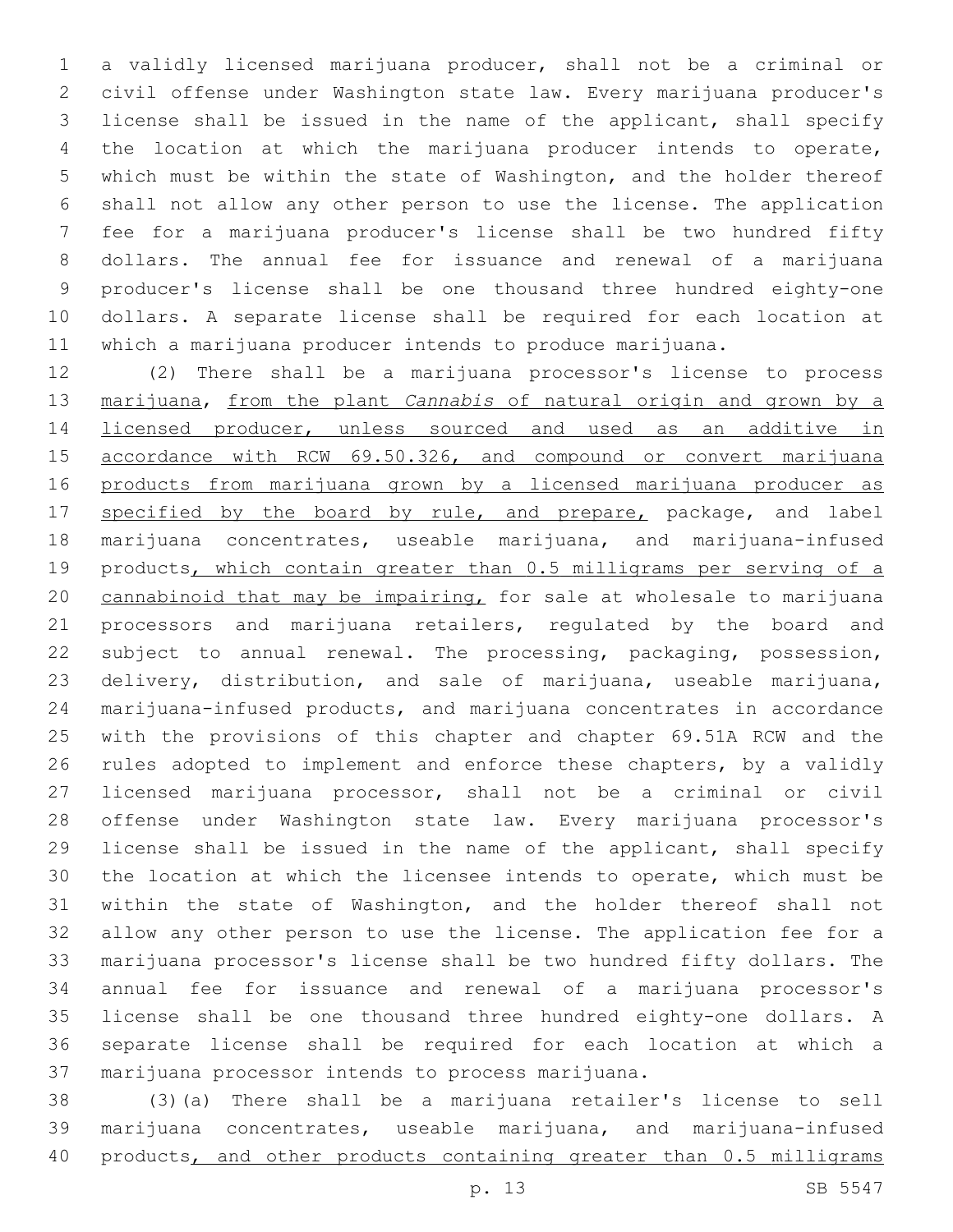a validly licensed marijuana producer, shall not be a criminal or civil offense under Washington state law. Every marijuana producer's license shall be issued in the name of the applicant, shall specify the location at which the marijuana producer intends to operate, which must be within the state of Washington, and the holder thereof shall not allow any other person to use the license. The application fee for a marijuana producer's license shall be two hundred fifty dollars. The annual fee for issuance and renewal of a marijuana producer's license shall be one thousand three hundred eighty-one dollars. A separate license shall be required for each location at which a marijuana producer intends to produce marijuana.

(2) There shall be a marijuana processor's license to process <u>marijuana</u>, <u>from the plant *Cannabis* of natural origin and grown by a licensed producer, unless sourced and used as an additive in accordance with RCW 69.50.326, and compound or convert marijuana products from marijuana grown by a licensed marijuana producer as specified by the board by rule, and prepare,</u> package, and label marijuana concentrates, useable marijuana, and marijuana-infused products<u>, which contain greater than 0.5 milligrams per serving of a cannabinoid that may be impairing,</u> for sale at wholesale to marijuana processors and marijuana retailers, regulated by the board and subject to annual renewal. The processing, packaging, possession, delivery, distribution, and sale of marijuana, useable marijuana, marijuana-infused products, and marijuana concentrates in accordance with the provisions of this chapter and chapter 69.51A RCW and the rules adopted to implement and enforce these chapters, by a validly licensed marijuana processor, shall not be a criminal or civil offense under Washington state law. Every marijuana processor's license shall be issued in the name of the applicant, shall specify the location at which the licensee intends to operate, which must be within the state of Washington, and the holder thereof shall not allow any other person to use the license. The application fee for a marijuana processor's license shall be two hundred fifty dollars. The annual fee for issuance and renewal of a marijuana processor's license shall be one thousand three hundred eighty-one dollars. A separate license shall be required for each location at which a marijuana processor intends to process marijuana.

(3)(a) There shall be a marijuana retailer's license to sell marijuana concentrates, useable marijuana, and marijuana-infused products<u>, and other products containing greater than 0.5 milligrams</u>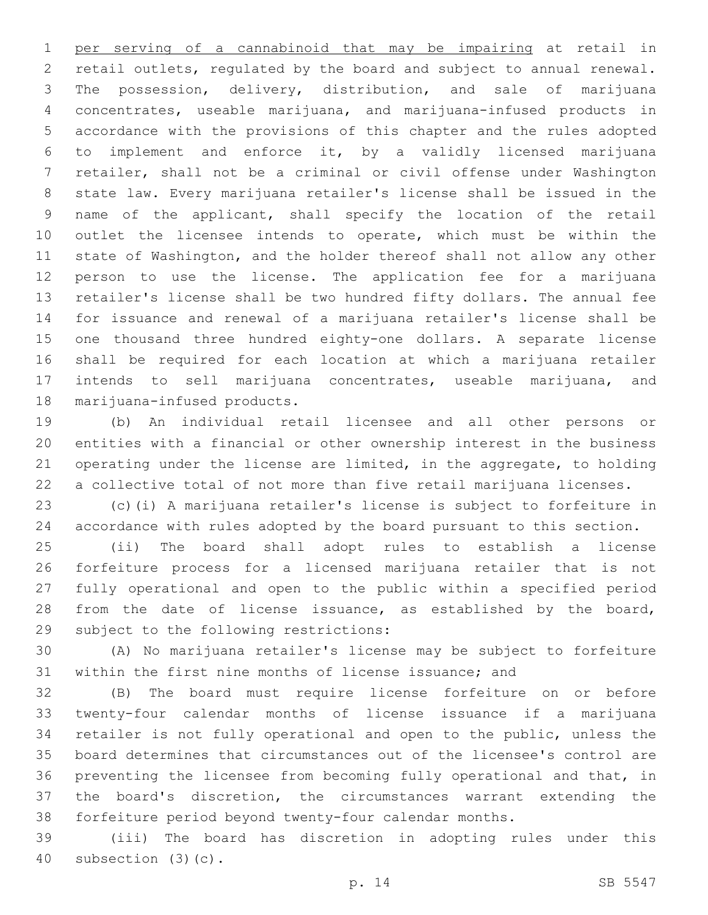per serving of a cannabinoid that may be impairing at retail in retail outlets, regulated by the board and subject to annual renewal. The possession, delivery, distribution, and sale of marijuana concentrates, useable marijuana, and marijuana-infused products in accordance with the provisions of this chapter and the rules adopted to implement and enforce it, by a validly licensed marijuana retailer, shall not be a criminal or civil offense under Washington state law. Every marijuana retailer's license shall be issued in the name of the applicant, shall specify the location of the retail outlet the licensee intends to operate, which must be within the state of Washington, and the holder thereof shall not allow any other person to use the license. The application fee for a marijuana retailer's license shall be two hundred fifty dollars. The annual fee for issuance and renewal of a marijuana retailer's license shall be one thousand three hundred eighty-one dollars. A separate license shall be required for each location at which a marijuana retailer intends to sell marijuana concentrates, useable marijuana, and marijuana-infused products.

(b) An individual retail licensee and all other persons or entities with a financial or other ownership interest in the business operating under the license are limited, in the aggregate, to holding a collective total of not more than five retail marijuana licenses.

(c)(i) A marijuana retailer's license is subject to forfeiture in accordance with rules adopted by the board pursuant to this section.

(ii) The board shall adopt rules to establish a license forfeiture process for a licensed marijuana retailer that is not fully operational and open to the public within a specified period from the date of license issuance, as established by the board, subject to the following restrictions:

(A) No marijuana retailer's license may be subject to forfeiture within the first nine months of license issuance; and

(B) The board must require license forfeiture on or before twenty-four calendar months of license issuance if a marijuana retailer is not fully operational and open to the public, unless the board determines that circumstances out of the licensee's control are preventing the licensee from becoming fully operational and that, in the board's discretion, the circumstances warrant extending the forfeiture period beyond twenty-four calendar months.

(iii) The board has discretion in adopting rules under this subsection (3)(c).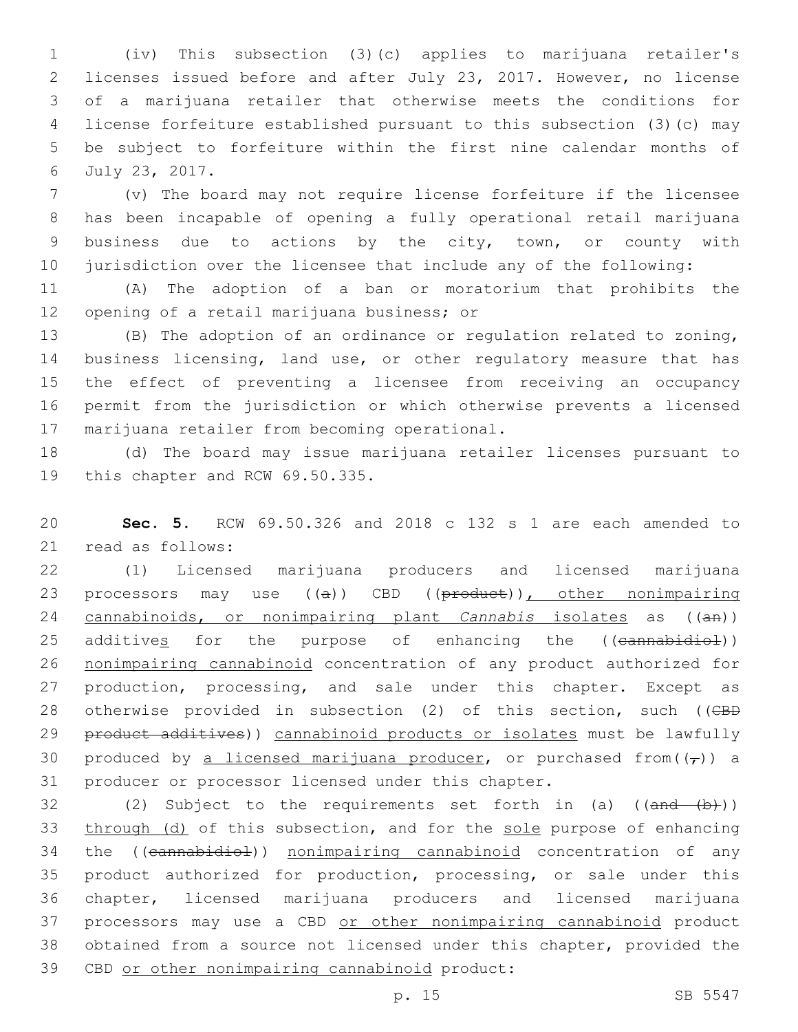(iv) This subsection (3)(c) applies to marijuana retailer's licenses issued before and after July 23, 2017. However, no license of a marijuana retailer that otherwise meets the conditions for license forfeiture established pursuant to this subsection (3)(c) may be subject to forfeiture within the first nine calendar months of July 23, 2017.

(v) The board may not require license forfeiture if the licensee has been incapable of opening a fully operational retail marijuana business due to actions by the city, town, or county with jurisdiction over the licensee that include any of the following:

(A) The adoption of a ban or moratorium that prohibits the opening of a retail marijuana business; or

(B) The adoption of an ordinance or regulation related to zoning, business licensing, land use, or other regulatory measure that has the effect of preventing a licensee from receiving an occupancy permit from the jurisdiction or which otherwise prevents a licensed marijuana retailer from becoming operational.

(d) The board may issue marijuana retailer licenses pursuant to this chapter and RCW 69.50.335.

**Sec. 5.** RCW 69.50.326 and 2018 c 132 s 1 are each amended to read as follows:

(1) Licensed marijuana producers and licensed marijuana processors may use ((~~a~~)) CBD ((~~product~~))<u>, other nonimpairing cannabinoids, or nonimpairing plant *Cannabis* isolates</u> as ((~~an~~)) additive<u>s</u> for the purpose of enhancing the ((~~cannabidiol~~)) <u>nonimpairing cannabinoid</u> concentration of any product authorized for production, processing, and sale under this chapter. Except as otherwise provided in subsection (2) of this section, such ((~~CBD product additives~~)) <u>cannabinoid products or isolates</u> must be lawfully produced by <u>a licensed marijuana producer</u>, or purchased from((~~,~~)) a producer or processor licensed under this chapter.

(2) Subject to the requirements set forth in (a) ((~~and (b)~~)) <u>through (d)</u> of this subsection, and for the <u>sole</u> purpose of enhancing the ((~~cannabidiol~~)) <u>nonimpairing cannabinoid</u> concentration of any product authorized for production, processing, or sale under this chapter, licensed marijuana producers and licensed marijuana processors may use a CBD <u>or other nonimpairing cannabinoid</u> product obtained from a source not licensed under this chapter, provided the CBD <u>or other nonimpairing cannabinoid</u> product: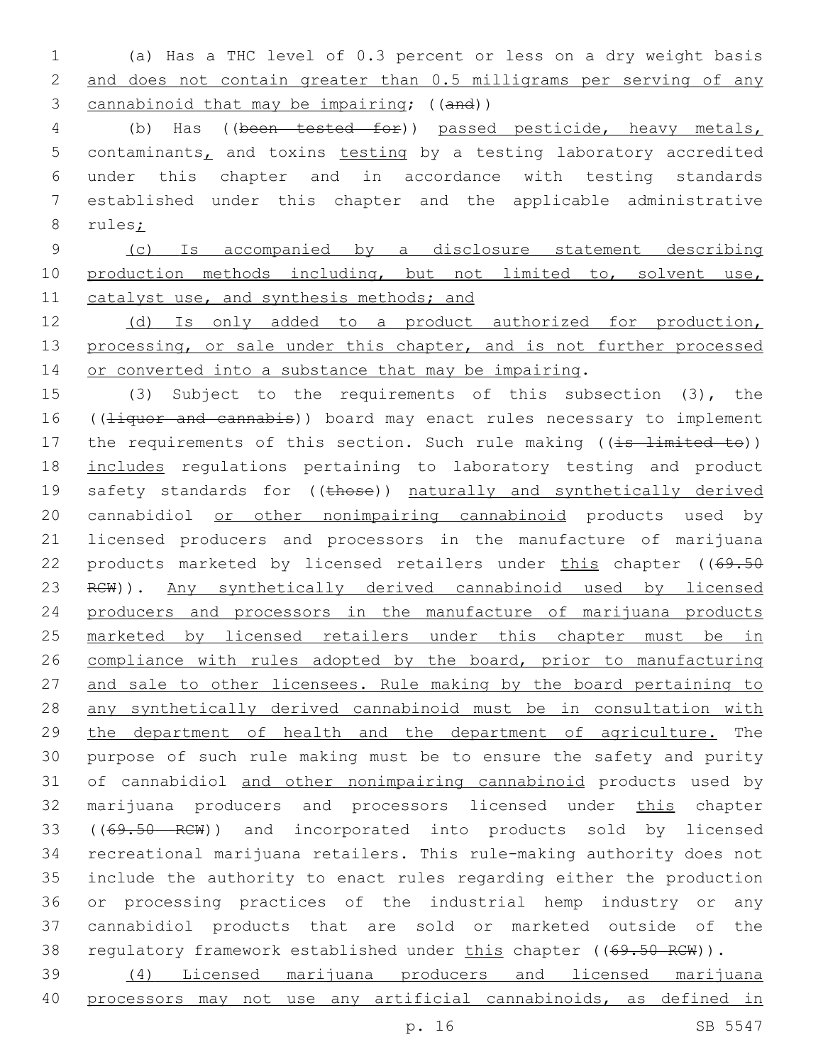(a) Has a THC level of 0.3 percent or less on a dry weight basis and does not contain greater than 0.5 milligrams per serving of any cannabinoid that may be impairing; ((and))

(b) Has ((been tested for)) passed pesticide, heavy metals, contaminants, and toxins testing by a testing laboratory accredited under this chapter and in accordance with testing standards established under this chapter and the applicable administrative rules;

(c) Is accompanied by a disclosure statement describing production methods including, but not limited to, solvent use, catalyst use, and synthesis methods; and

(d) Is only added to a product authorized for production, processing, or sale under this chapter, and is not further processed or converted into a substance that may be impairing.

(3) Subject to the requirements of this subsection (3), the ((liquor and cannabis)) board may enact rules necessary to implement the requirements of this section. Such rule making ((is limited to)) includes regulations pertaining to laboratory testing and product safety standards for ((those)) naturally and synthetically derived cannabidiol or other nonimpairing cannabinoid products used by licensed producers and processors in the manufacture of marijuana products marketed by licensed retailers under this chapter ((69.50 RCW)). Any synthetically derived cannabinoid used by licensed producers and processors in the manufacture of marijuana products marketed by licensed retailers under this chapter must be in compliance with rules adopted by the board, prior to manufacturing and sale to other licensees. Rule making by the board pertaining to any synthetically derived cannabinoid must be in consultation with the department of health and the department of agriculture. The purpose of such rule making must be to ensure the safety and purity of cannabidiol and other nonimpairing cannabinoid products used by marijuana producers and processors licensed under this chapter ((69.50 RCW)) and incorporated into products sold by licensed recreational marijuana retailers. This rule-making authority does not include the authority to enact rules regarding either the production or processing practices of the industrial hemp industry or any cannabidiol products that are sold or marketed outside of the regulatory framework established under this chapter ((69.50 RCW)).

(4) Licensed marijuana producers and licensed marijuana processors may not use any artificial cannabinoids, as defined in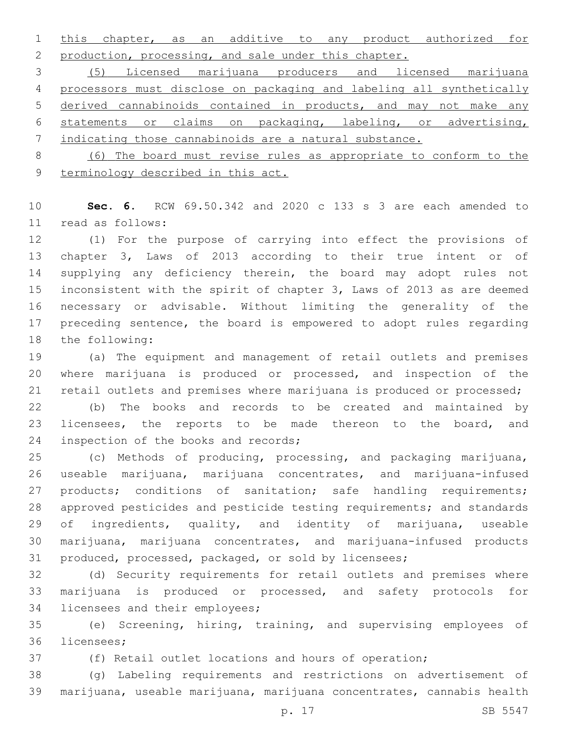this chapter, as an additive to any product authorized for production, processing, and sale under this chapter.

(5) Licensed marijuana producers and licensed marijuana processors must disclose on packaging and labeling all synthetically derived cannabinoids contained in products, and may not make any statements or claims on packaging, labeling, or advertising, indicating those cannabinoids are a natural substance.

(6) The board must revise rules as appropriate to conform to the terminology described in this act.

**Sec. 6.** RCW 69.50.342 and 2020 c 133 s 3 are each amended to read as follows:

(1) For the purpose of carrying into effect the provisions of chapter 3, Laws of 2013 according to their true intent or of supplying any deficiency therein, the board may adopt rules not inconsistent with the spirit of chapter 3, Laws of 2013 as are deemed necessary or advisable. Without limiting the generality of the preceding sentence, the board is empowered to adopt rules regarding the following:

(a) The equipment and management of retail outlets and premises where marijuana is produced or processed, and inspection of the retail outlets and premises where marijuana is produced or processed;

(b) The books and records to be created and maintained by licensees, the reports to be made thereon to the board, and inspection of the books and records;

(c) Methods of producing, processing, and packaging marijuana, useable marijuana, marijuana concentrates, and marijuana-infused products; conditions of sanitation; safe handling requirements; approved pesticides and pesticide testing requirements; and standards of ingredients, quality, and identity of marijuana, useable marijuana, marijuana concentrates, and marijuana-infused products produced, processed, packaged, or sold by licensees;

(d) Security requirements for retail outlets and premises where marijuana is produced or processed, and safety protocols for licensees and their employees;

(e) Screening, hiring, training, and supervising employees of licensees;

(f) Retail outlet locations and hours of operation;

(g) Labeling requirements and restrictions on advertisement of marijuana, useable marijuana, marijuana concentrates, cannabis health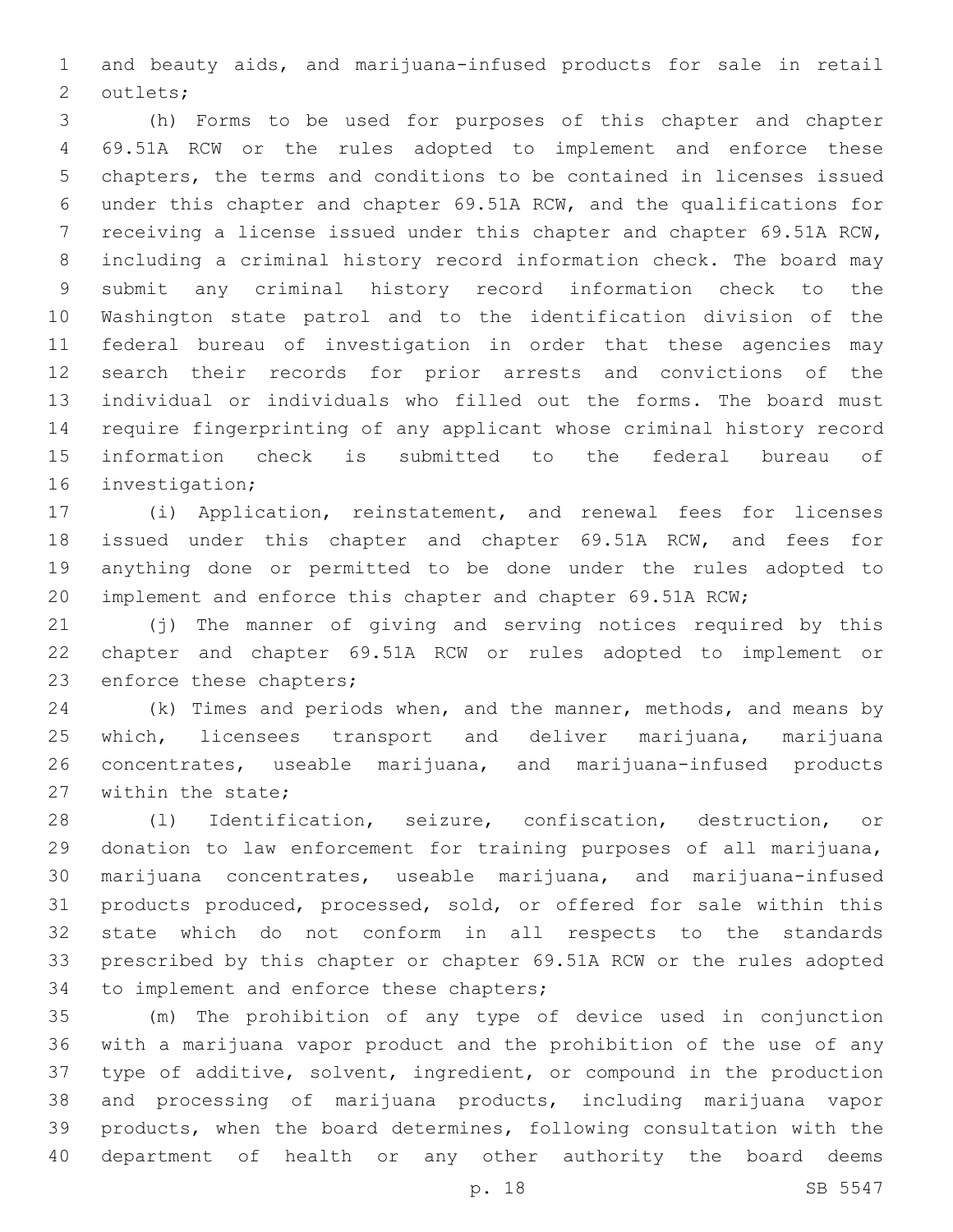and beauty aids, and marijuana-infused products for sale in retail outlets;

(h) Forms to be used for purposes of this chapter and chapter 69.51A RCW or the rules adopted to implement and enforce these chapters, the terms and conditions to be contained in licenses issued under this chapter and chapter 69.51A RCW, and the qualifications for receiving a license issued under this chapter and chapter 69.51A RCW, including a criminal history record information check. The board may submit any criminal history record information check to the Washington state patrol and to the identification division of the federal bureau of investigation in order that these agencies may search their records for prior arrests and convictions of the individual or individuals who filled out the forms. The board must require fingerprinting of any applicant whose criminal history record information check is submitted to the federal bureau of investigation;

(i) Application, reinstatement, and renewal fees for licenses issued under this chapter and chapter 69.51A RCW, and fees for anything done or permitted to be done under the rules adopted to implement and enforce this chapter and chapter 69.51A RCW;

(j) The manner of giving and serving notices required by this chapter and chapter 69.51A RCW or rules adopted to implement or enforce these chapters;

(k) Times and periods when, and the manner, methods, and means by which, licensees transport and deliver marijuana, marijuana concentrates, useable marijuana, and marijuana-infused products within the state;

(l) Identification, seizure, confiscation, destruction, or donation to law enforcement for training purposes of all marijuana, marijuana concentrates, useable marijuana, and marijuana-infused products produced, processed, sold, or offered for sale within this state which do not conform in all respects to the standards prescribed by this chapter or chapter 69.51A RCW or the rules adopted to implement and enforce these chapters;

(m) The prohibition of any type of device used in conjunction with a marijuana vapor product and the prohibition of the use of any type of additive, solvent, ingredient, or compound in the production and processing of marijuana products, including marijuana vapor products, when the board determines, following consultation with the department of health or any other authority the board deems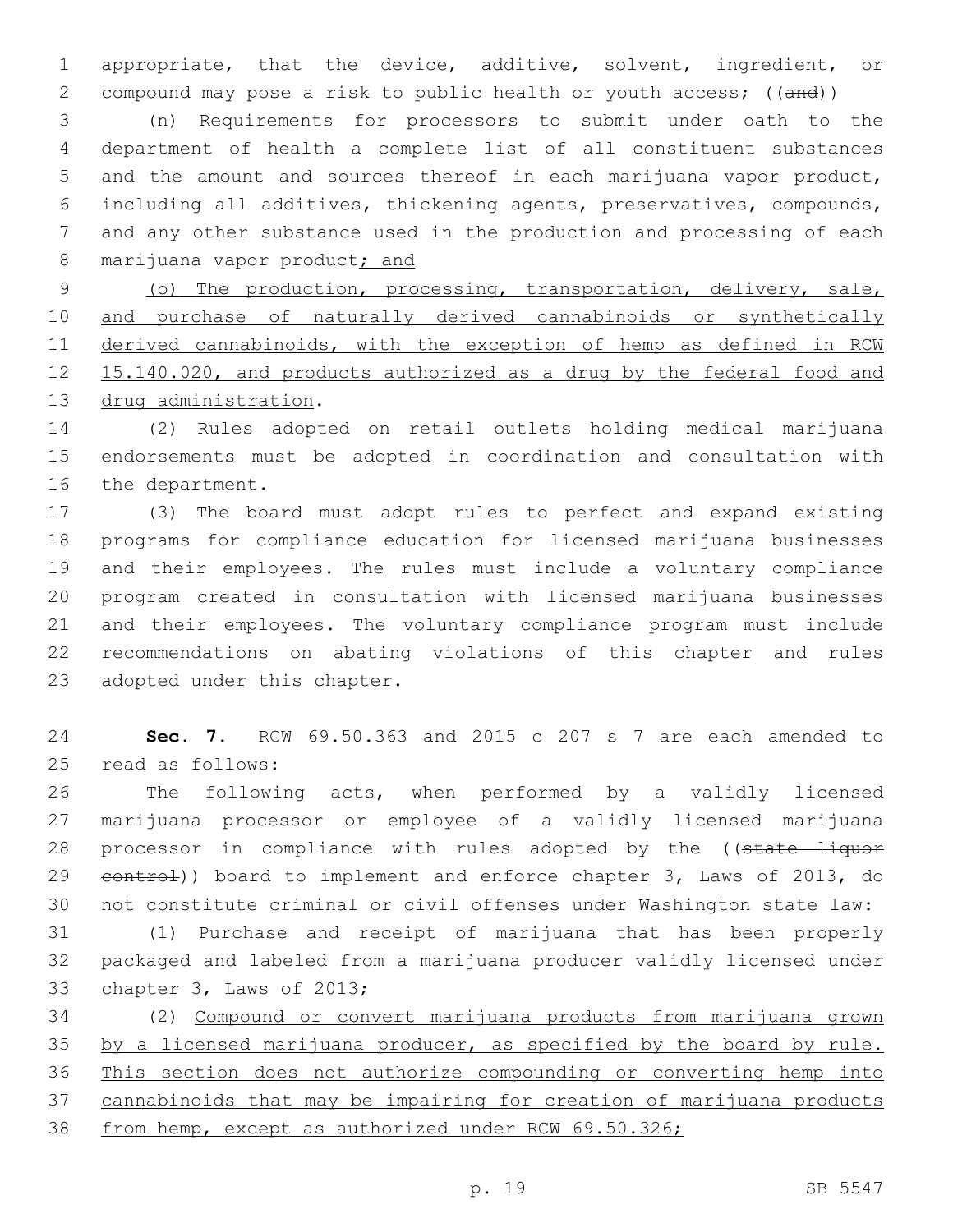appropriate, that the device, additive, solvent, ingredient, or compound may pose a risk to public health or youth access; ((~~and~~))

(n) Requirements for processors to submit under oath to the department of health a complete list of all constituent substances and the amount and sources thereof in each marijuana vapor product, including all additives, thickening agents, preservatives, compounds, and any other substance used in the production and processing of each marijuana vapor product<u>; and</u>

<u>(o) The production, processing, transportation, delivery, sale, and purchase of naturally derived cannabinoids or synthetically derived cannabinoids, with the exception of hemp as defined in RCW 15.140.020, and products authorized as a drug by the federal food and drug administration</u>.

(2) Rules adopted on retail outlets holding medical marijuana endorsements must be adopted in coordination and consultation with the department.

(3) The board must adopt rules to perfect and expand existing programs for compliance education for licensed marijuana businesses and their employees. The rules must include a voluntary compliance program created in consultation with licensed marijuana businesses and their employees. The voluntary compliance program must include recommendations on abating violations of this chapter and rules adopted under this chapter.

**Sec. 7.** RCW 69.50.363 and 2015 c 207 s 7 are each amended to read as follows:

The following acts, when performed by a validly licensed marijuana processor or employee of a validly licensed marijuana processor in compliance with rules adopted by the ((~~state liquor control~~)) board to implement and enforce chapter 3, Laws of 2013, do not constitute criminal or civil offenses under Washington state law:

(1) Purchase and receipt of marijuana that has been properly packaged and labeled from a marijuana producer validly licensed under chapter 3, Laws of 2013;

(2) <u>Compound or convert marijuana products from marijuana grown by a licensed marijuana producer, as specified by the board by rule. This section does not authorize compounding or converting hemp into cannabinoids that may be impairing for creation of marijuana products from hemp, except as authorized under RCW 69.50.326;</u>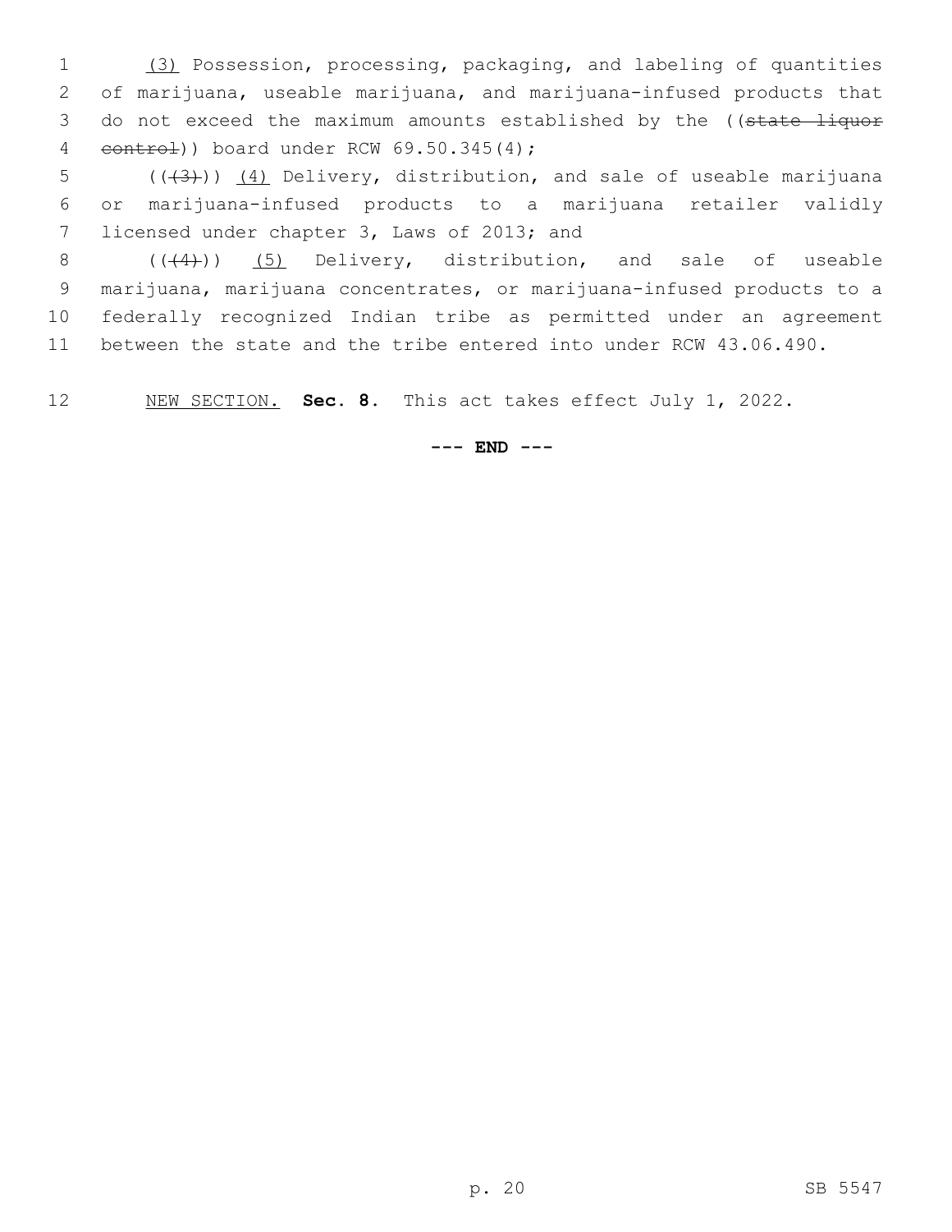(3) Possession, processing, packaging, and labeling of quantities of marijuana, useable marijuana, and marijuana-infused products that do not exceed the maximum amounts established by the ((~~state liquor control~~)) board under RCW 69.50.345(4);

((~~(3)~~)) (4) Delivery, distribution, and sale of useable marijuana or marijuana-infused products to a marijuana retailer validly licensed under chapter 3, Laws of 2013; and

((~~(4)~~)) (5) Delivery, distribution, and sale of useable marijuana, marijuana concentrates, or marijuana-infused products to a federally recognized Indian tribe as permitted under an agreement between the state and the tribe entered into under RCW 43.06.490.

NEW SECTION. **Sec. 8.** This act takes effect July 1, 2022.

**--- END ---**